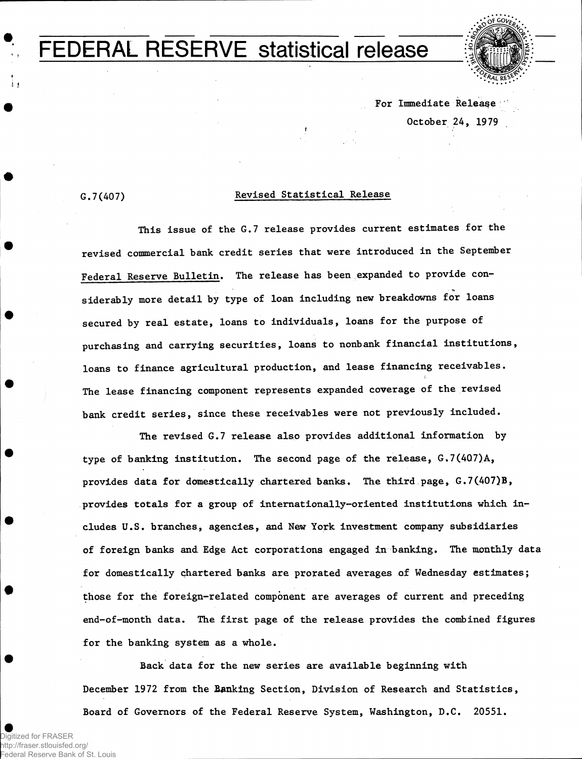# FEDERAL RESERVE statistical release

For Immediate Release
October 24, 1979

G.7(407)

## Revised Statistical Release

This issue of the G.7 release provides current estimates for the revised commercial bank credit series that were introduced in the September *Federal Reserve Bulletin*. The release has been expanded to provide considerably more detail by type of loan including new breakdowns for loans secured by real estate, loans to individuals, loans for the purpose of purchasing and carrying securities, loans to nonbank financial institutions, loans to finance agricultural production, and lease financing receivables. The lease financing component represents expanded coverage of the revised bank credit series, since these receivables were not previously included.

The revised G.7 release also provides additional information by type of banking institution. The second page of the release, G.7(407)A, provides data for domestically chartered banks. The third page, G.7(407)B, provides totals for a group of internationally-oriented institutions which includes U.S. branches, agencies, and New York investment company subsidiaries of foreign banks and Edge Act corporations engaged in banking. The monthly data for domestically chartered banks are prorated averages of Wednesday estimates; those for the foreign-related component are averages of current and preceding end-of-month data. The first page of the release provides the combined figures for the banking system as a whole.

Back data for the new series are available beginning with December 1972 from the Banking Section, Division of Research and Statistics, Board of Governors of the Federal Reserve System, Washington, D.C. 20551.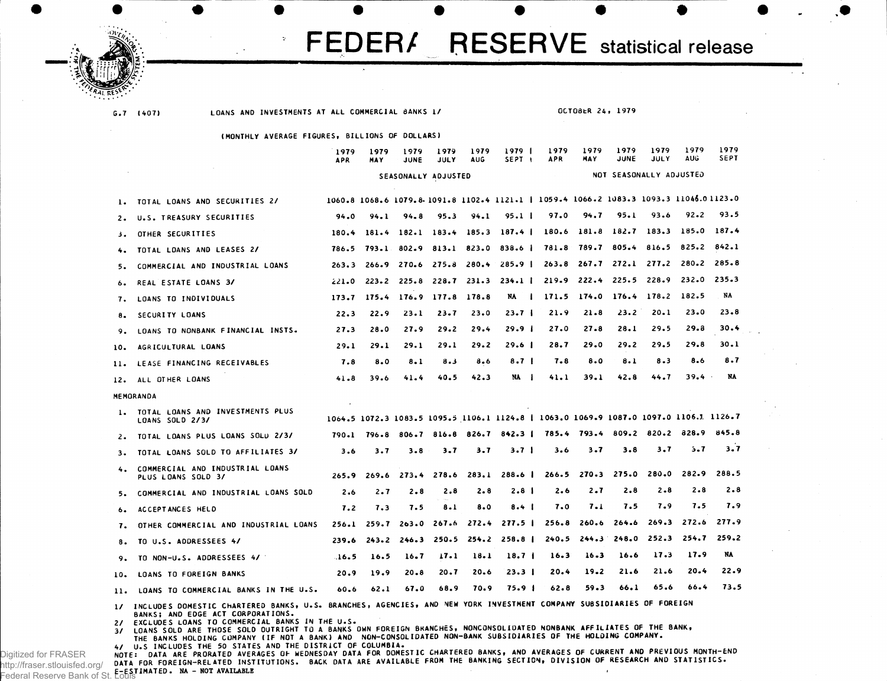# FEDERAL RESERVE statistical release

G.7 (407) LOANS AND INVESTMENTS AT ALL COMMERCIAL BANKS 1/ OCTOBER 24, 1979

(MONTHLY AVERAGE FIGURES, BILLIONS OF DOLLARS)

| | 1979 APR | 1979 MAY | 1979 JUNE | 1979 JULY | 1979 AUG | 1979 SEPT | 1979 APR | 1979 MAY | 1979 JUNE | 1979 JULY | 1979 AUG | 1979 SEPT |
|---|---|---|---|---|---|---|---|---|---|---|---|---|
| | SEASONALLY ADJUSTED | | | | | | NOT SEASONALLY ADJUSTED | | | | | |
| 1. TOTAL LOANS AND SECURITIES 2/ | 1060.8 | 1068.6 | 1079.8 | 1091.8 | 1102.4 | 1121.1 | 1059.4 | 1066.2 | 1083.3 | 1093.3 | 1104.0 | 1123.0 |
| 2. U.S. TREASURY SECURITIES | 94.0 | 94.1 | 94.8 | 95.3 | 94.1 | 95.1 | 97.0 | 94.7 | 95.1 | 93.6 | 92.2 | 93.5 |
| 3. OTHER SECURITIES | 180.4 | 181.4 | 182.1 | 183.4 | 185.3 | 187.4 | 180.6 | 181.8 | 182.7 | 183.3 | 185.0 | 187.4 |
| 4. TOTAL LOANS AND LEASES 2/ | 786.5 | 793.1 | 802.9 | 813.1 | 823.0 | 838.6 | 781.8 | 789.7 | 805.4 | 816.5 | 825.2 | 842.1 |
| 5. COMMERCIAL AND INDUSTRIAL LOANS | 263.3 | 266.9 | 270.6 | 275.8 | 280.4 | 285.9 | 263.8 | 267.7 | 272.1 | 277.2 | 280.2 | 285.8 |
| 6. REAL ESTATE LOANS 3/ | 221.0 | 223.2 | 225.8 | 228.7 | 231.3 | 234.1 | 219.9 | 222.4 | 225.5 | 228.9 | 232.0 | 235.3 |
| 7. LOANS TO INDIVIDUALS | 173.7 | 175.4 | 176.9 | 177.8 | 178.8 | NA | 171.5 | 174.0 | 176.4 | 178.2 | 182.5 | NA |
| 8. SECURITY LOANS | 22.3 | 22.9 | 23.1 | 23.7 | 23.0 | 23.7 | 21.9 | 21.8 | 23.2 | 20.1 | 23.0 | 23.8 |
| 9. LOANS TO NONBANK FINANCIAL INSTS. | 27.3 | 28.0 | 27.9 | 29.2 | 29.4 | 29.9 | 27.0 | 27.8 | 28.1 | 29.5 | 29.8 | 30.4 |
| 10. AGRICULTURAL LOANS | 29.1 | 29.1 | 29.1 | 29.1 | 29.2 | 29.6 | 28.7 | 29.0 | 29.2 | 29.5 | 29.8 | 30.1 |
| 11. LEASE FINANCING RECEIVABLES | 7.8 | 8.0 | 8.1 | 8.3 | 8.6 | 8.7 | 7.8 | 8.0 | 8.1 | 8.3 | 8.6 | 8.7 |
| 12. ALL OTHER LOANS | 41.8 | 39.6 | 41.4 | 40.5 | 42.3 | NA | 41.1 | 39.1 | 42.8 | 44.7 | 39.4 | NA |
| **MEMORANDA** | | | | | | | | | | | | |
| 1. TOTAL LOANS AND INVESTMENTS PLUS LOANS SOLD 2/3/ | 1064.5 | 1072.3 | 1083.5 | 1095.5 | 1106.1 | 1124.8 | 1063.0 | 1069.9 | 1087.0 | 1097.0 | 1106.1 | 1126.7 |
| 2. TOTAL LOANS PLUS LOANS SOLD 2/3/ | 790.1 | 796.8 | 806.7 | 816.8 | 826.7 | 842.3 | 785.4 | 793.4 | 809.2 | 820.2 | 828.9 | 845.8 |
| 3. TOTAL LOANS SOLD TO AFFILIATES 3/ | 3.6 | 3.7 | 3.8 | 3.7 | 3.7 | 3.7 | 3.6 | 3.7 | 3.8 | 3.7 | 3.7 | 3.7 |
| 4. COMMERCIAL AND INDUSTRIAL LOANS PLUS LOANS SOLD 3/ | 265.9 | 269.6 | 273.4 | 278.6 | 283.1 | 288.6 | 266.5 | 270.3 | 275.0 | 280.0 | 282.9 | 288.5 |
| 5. COMMERCIAL AND INDUSTRIAL LOANS SOLD | 2.6 | 2.7 | 2.8 | 2.8 | 2.8 | 2.8 | 2.6 | 2.7 | 2.8 | 2.8 | 2.8 | 2.8 |
| 6. ACCEPTANCES HELD | 7.2 | 7.3 | 7.5 | 8.1 | 8.0 | 8.4 | 7.0 | 7.1 | 7.5 | 7.9 | 7.5 | 7.9 |
| 7. OTHER COMMERCIAL AND INDUSTRIAL LOANS | 256.1 | 259.7 | 263.0 | 267.6 | 272.4 | 277.5 | 256.8 | 260.6 | 264.6 | 269.3 | 272.6 | 277.9 |
| 8. TO U.S. ADDRESSEES 4/ | 239.6 | 243.2 | 246.3 | 250.5 | 254.2 | 258.8 | 240.5 | 244.3 | 248.0 | 252.3 | 254.7 | 259.2 |
| 9. TO NON-U.S. ADDRESSEES 4/ | 16.5 | 16.5 | 16.7 | 17.1 | 18.1 | 18.7 | 16.3 | 16.3 | 16.6 | 17.3 | 17.9 | NA |
| 10. LOANS TO FOREIGN BANKS | 20.9 | 19.9 | 20.8 | 20.7 | 20.6 | 23.3 | 20.4 | 19.2 | 21.6 | 21.6 | 20.4 | 22.9 |
| 11. LOANS TO COMMERCIAL BANKS IN THE U.S. | 60.6 | 62.1 | 67.0 | 68.9 | 70.9 | 75.9 | 62.8 | 59.3 | 66.1 | 65.6 | 66.4 | 73.5 |

1/ INCLUDES DOMESTIC CHARTERED BANKS, U.S. BRANCHES, AGENCIES, AND NEW YORK INVESTMENT COMPANY SUBSIDIARIES OF FOREIGN BANKS; AND EDGE ACT CORPORATIONS.
2/ EXCLUDES LOANS TO COMMERCIAL BANKS IN THE U.S.
3/ LOANS SOLD ARE THOSE SOLD OUTRIGHT TO A BANKS OWN FOREIGN BRANCHES, NONCONSOLIDATED NONBANK AFFILIATES OF THE BANK, THE BANKS HOLDING COMPANY (IF NOT A BANK) AND NON-CONSOLIDATED NON-BANK SUBSIDIARIES OF THE HOLDING COMPANY.
4/ U.S INCLUDES THE 50 STATES AND THE DISTRICT OF COLUMBIA.
NOTE: DATA ARE PRORATED AVERAGES OF WEDNESDAY DATA FOR DOMESTIC CHARTERED BANKS, AND AVERAGES OF CURRENT AND PREVIOUS MONTH-END DATA FOR FOREIGN-RELATED INSTITUTIONS. BACK DATA ARE AVAILABLE FROM THE BANKING SECTION, DIVISION OF RESEARCH AND STATISTICS.
E-ESTIMATED. NA - NOT AVAILABLE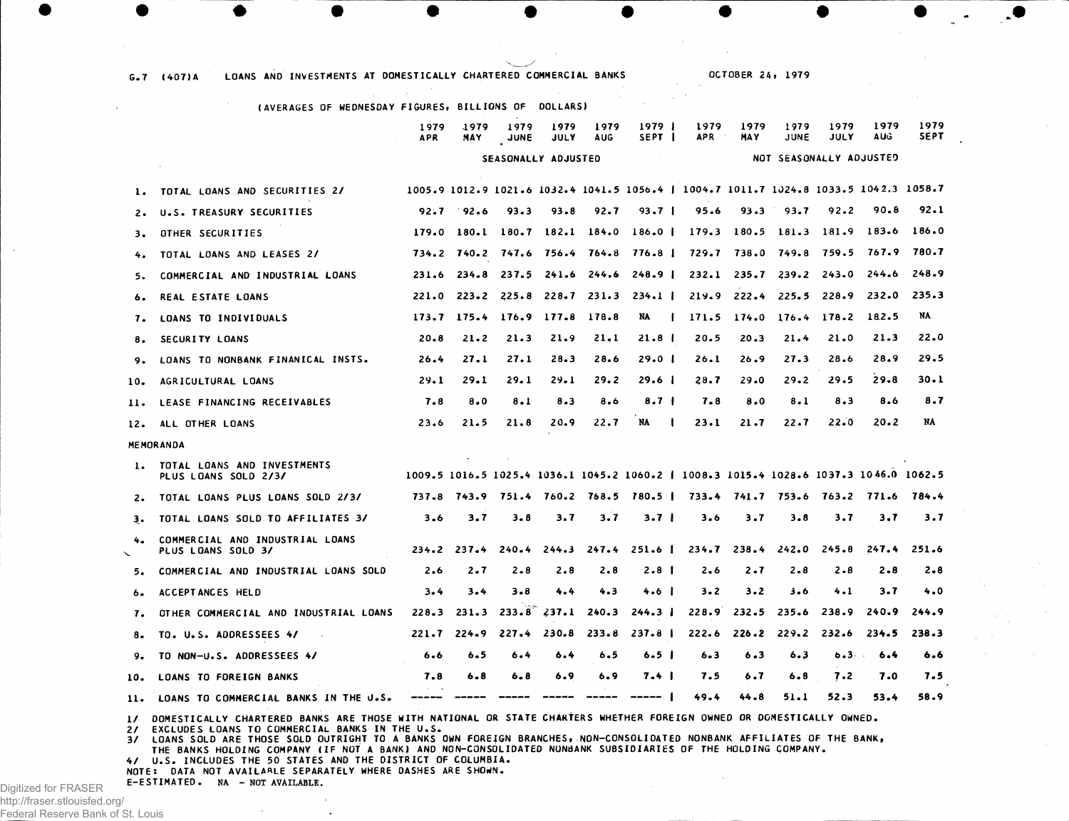G.7 (407)A LOANS AND INVESTMENTS AT DOMESTICALLY CHARTERED COMMERCIAL BANKS OCTOBER 24, 1979

(AVERAGES OF WEDNESDAY FIGURES, BILLIONS OF DOLLARS)

| | | 1979 APR | 1979 MAY | 1979 JUNE | 1979 JULY | 1979 AUG | 1979 SEPT | 1979 APR | 1979 MAY | 1979 JUNE | 1979 JULY | 1979 AUG | 1979 SEPT |
|---|---|---|---|---|---|---|---|---|---|---|---|---|---|
| | | SEASONALLY ADJUSTED | | | | | | NOT SEASONALLY ADJUSTED | | | | | |
| 1. | TOTAL LOANS AND SECURITIES 2/ | 1005.9 | 1012.9 | 1021.6 | 1032.4 | 1041.5 | 1056.4 | 1004.7 | 1011.7 | 1024.8 | 1033.5 | 1042.3 | 1058.7 |
| 2. | U.S. TREASURY SECURITIES | 92.7 | 92.6 | 93.3 | 93.8 | 92.7 | 93.7 | 95.6 | 93.3 | 93.7 | 92.2 | 90.8 | 92.1 |
| 3. | OTHER SECURITIES | 179.0 | 180.1 | 180.7 | 182.1 | 184.0 | 186.0 | 179.3 | 180.5 | 181.3 | 181.9 | 183.6 | 186.0 |
| 4. | TOTAL LOANS AND LEASES 2/ | 734.2 | 740.2 | 747.6 | 756.4 | 764.8 | 776.8 | 729.7 | 738.0 | 749.8 | 759.5 | 767.9 | 780.7 |
| 5. | COMMERCIAL AND INDUSTRIAL LOANS | 231.6 | 234.8 | 237.5 | 241.6 | 244.6 | 248.9 | 232.1 | 235.7 | 239.2 | 243.0 | 244.6 | 248.9 |
| 6. | REAL ESTATE LOANS | 221.0 | 223.2 | 225.8 | 228.7 | 231.3 | 234.1 | 219.9 | 222.4 | 225.5 | 228.9 | 232.0 | 235.3 |
| 7. | LOANS TO INDIVIDUALS | 173.7 | 175.4 | 176.9 | 177.8 | 178.8 | NA | 171.5 | 174.0 | 176.4 | 178.2 | 182.5 | NA |
| 8. | SECURITY LOANS | 20.8 | 21.2 | 21.3 | 21.9 | 21.1 | 21.8 | 20.5 | 20.3 | 21.4 | 21.0 | 21.3 | 22.0 |
| 9. | LOANS TO NONBANK FINANICAL INSTS. | 26.4 | 27.1 | 27.1 | 28.3 | 28.6 | 29.0 | 26.1 | 26.9 | 27.3 | 28.6 | 28.9 | 29.5 |
| 10. | AGRICULTURAL LOANS | 29.1 | 29.1 | 29.1 | 29.1 | 29.2 | 29.6 | 28.7 | 29.0 | 29.2 | 29.5 | 29.8 | 30.1 |
| 11. | LEASE FINANCING RECEIVABLES | 7.8 | 8.0 | 8.1 | 8.3 | 8.6 | 8.7 | 7.8 | 8.0 | 8.1 | 8.3 | 8.6 | 8.7 |
| 12. | ALL OTHER LOANS | 23.6 | 21.5 | 21.8 | 20.9 | 22.7 | NA | 23.1 | 21.7 | 22.7 | 22.0 | 20.2 | NA |
| MEMORANDA | | | | | | | | | | | | | |
| 1. | TOTAL LOANS AND INVESTMENTS PLUS LOANS SOLD 2/3/ | 1009.5 | 1016.5 | 1025.4 | 1036.1 | 1045.2 | 1060.2 | 1008.3 | 1015.4 | 1028.6 | 1037.3 | 1046.0 | 1062.5 |
| 2. | TOTAL LOANS PLUS LOANS SOLD 2/3/ | 737.8 | 743.9 | 751.4 | 760.2 | 768.5 | 780.5 | 733.4 | 741.7 | 753.6 | 763.2 | 771.6 | 784.4 |
| 3. | TOTAL LOANS SOLD TO AFFILIATES 3/ | 3.6 | 3.7 | 3.8 | 3.7 | 3.7 | 3.7 | 3.6 | 3.7 | 3.8 | 3.7 | 3.7 | 3.7 |
| 4. | COMMERCIAL AND INDUSTRIAL LOANS PLUS LOANS SOLD 3/ | 234.2 | 237.4 | 240.4 | 244.3 | 247.4 | 251.6 | 234.7 | 238.4 | 242.0 | 245.8 | 247.4 | 251.6 |
| 5. | COMMERCIAL AND INDUSTRIAL LOANS SOLD | 2.6 | 2.7 | 2.8 | 2.8 | 2.8 | 2.8 | 2.6 | 2.7 | 2.8 | 2.8 | 2.8 | 2.8 |
| 6. | ACCEPTANCES HELD | 3.4 | 3.4 | 3.8 | 4.4 | 4.3 | 4.6 | 3.2 | 3.2 | 3.6 | 4.1 | 3.7 | 4.0 |
| 7. | OTHER COMMERCIAL AND INDUSTRIAL LOANS | 228.3 | 231.3 | 233.8 | 237.1 | 240.3 | 244.3 | 228.9 | 232.5 | 235.6 | 238.9 | 240.9 | 244.9 |
| 8. | TO U.S. ADDRESSEES 4/ | 221.7 | 224.9 | 227.4 | 230.8 | 233.8 | 237.8 | 222.6 | 226.2 | 229.2 | 232.6 | 234.5 | 238.3 |
| 9. | TO NON-U.S. ADDRESSEES 4/ | 6.6 | 6.5 | 6.4 | 6.4 | 6.5 | 6.5 | 6.3 | 6.3 | 6.3 | 6.3 | 6.4 | 6.6 |
| 10. | LOANS TO FOREIGN BANKS | 7.8 | 6.8 | 6.8 | 6.9 | 6.9 | 7.4 | 7.5 | 6.7 | 6.8 | 7.2 | 7.0 | 7.5 |
| 11. | LOANS TO COMMERCIAL BANKS IN THE U.S. | ----- | ----- | ----- | ----- | ----- | ----- | 49.4 | 44.8 | 51.1 | 52.3 | 53.4 | 58.9 |

1/ DOMESTICALLY CHARTERED BANKS ARE THOSE WITH NATIONAL OR STATE CHARTERS WHETHER FOREIGN OWNED OR DOMESTICALLY OWNED.
2/ EXCLUDES LOANS TO COMMERCIAL BANKS IN THE U.S.
3/ LOANS SOLD ARE THOSE SOLD OUTRIGHT TO A BANKS OWN FOREIGN BRANCHES, NON-CONSOLIDATED NONBANK AFFILIATES OF THE BANK, THE BANKS HOLDING COMPANY (IF NOT A BANK) AND NON-CONSOLIDATED NONBANK SUBSIDIARIES OF THE HOLDING COMPANY.
4/ U.S. INCLUDES THE 50 STATES AND THE DISTRICT OF COLUMBIA.
NOTE: DATA NOT AVAILABLE SEPARATELY WHERE DASHES ARE SHOWN.
E-ESTIMATED. NA - NOT AVAILABLE.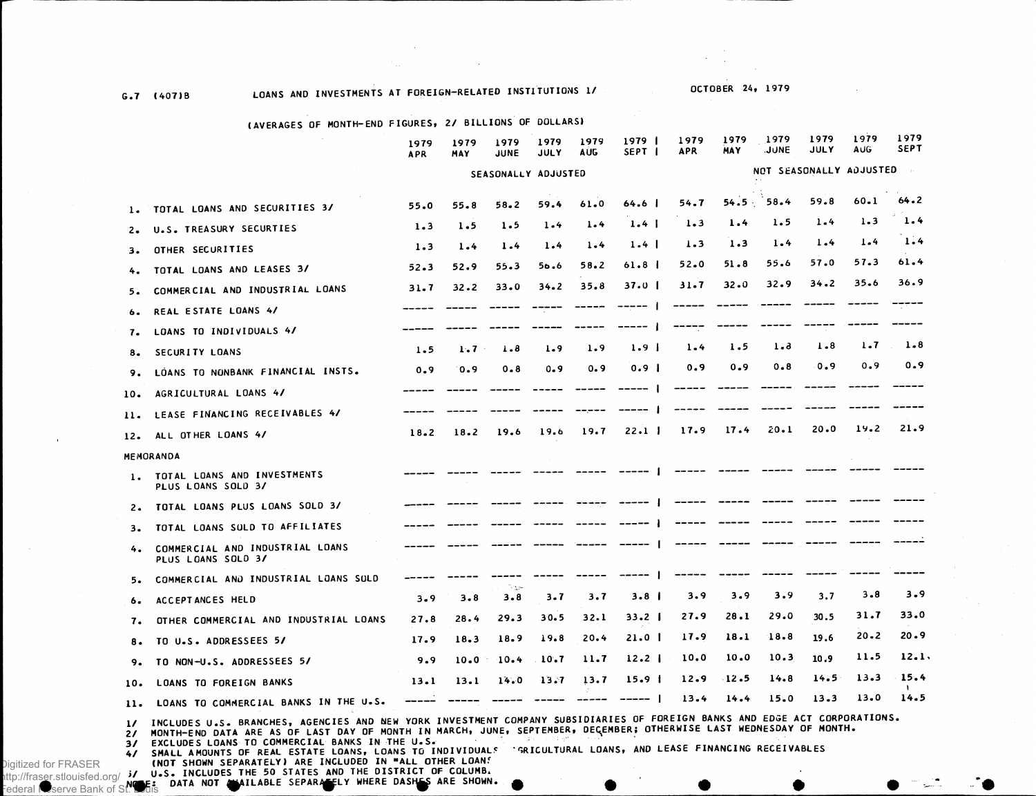G.7 (407)B LOANS AND INVESTMENTS AT FOREIGN-RELATED INSTITUTIONS 1/ OCTOBER 24, 1979

(AVERAGES OF MONTH-END FIGURES, 2/ BILLIONS OF DOLLARS)

| | SEASONALLY ADJUSTED | | | | | | NOT SEASONALLY ADJUSTED | | | | | |
|---|---|---|---|---|---|---|---|---|---|---|---|---|
| | 1979 APR | 1979 MAY | 1979 JUNE | 1979 JULY | 1979 AUG | 1979 SEPT | 1979 APR | 1979 MAY | 1979 JUNE | 1979 JULY | 1979 AUG | 1979 SEPT |
| 1. TOTAL LOANS AND SECURITIES 3/ | 55.0 | 55.8 | 58.2 | 59.4 | 61.0 | 64.6 | 54.7 | 54.5 | 58.4 | 59.8 | 60.1 | 64.2 |
| 2. U.S. TREASURY SECURTIES | 1.3 | 1.5 | 1.5 | 1.4 | 1.4 | 1.4 | 1.3 | 1.4 | 1.5 | 1.4 | 1.3 | 1.4 |
| 3. OTHER SECURITIES | 1.3 | 1.4 | 1.4 | 1.4 | 1.4 | 1.4 | 1.3 | 1.3 | 1.4 | 1.4 | 1.4 | 1.4 |
| 4. TOTAL LOANS AND LEASES 3/ | 52.3 | 52.9 | 55.3 | 56.6 | 58.2 | 61.8 | 52.0 | 51.8 | 55.6 | 57.0 | 57.3 | 61.4 |
| 5. COMMERCIAL AND INDUSTRIAL LOANS | 31.7 | 32.2 | 33.0 | 34.2 | 35.8 | 37.0 | 31.7 | 32.0 | 32.9 | 34.2 | 35.6 | 36.9 |
| 6. REAL ESTATE LOANS 4/ | ----- | ----- | ----- | ----- | ----- | ----- | ----- | ----- | ----- | ----- | ----- | ----- |
| 7. LOANS TO INDIVIDUALS 4/ | ----- | ----- | ----- | ----- | ----- | ----- | ----- | ----- | ----- | ----- | ----- | ----- |
| 8. SECURITY LOANS | 1.5 | 1.7 | 1.8 | 1.9 | 1.9 | 1.9 | 1.4 | 1.5 | 1.8 | 1.8 | 1.7 | 1.8 |
| 9. LOANS TO NONBANK FINANCIAL INSTS. | 0.9 | 0.9 | 0.8 | 0.9 | 0.9 | 0.9 | 0.9 | 0.9 | 0.8 | 0.9 | 0.9 | 0.9 |
| 10. AGRICULTURAL LOANS 4/ | ----- | ----- | ----- | ----- | ----- | ----- | ----- | ----- | ----- | ----- | ----- | ----- |
| 11. LEASE FINANCING RECEIVABLES 4/ | ----- | ----- | ----- | ----- | ----- | ----- | ----- | ----- | ----- | ----- | ----- | ----- |
| 12. ALL OTHER LOANS 4/ | 18.2 | 18.2 | 19.6 | 19.6 | 19.7 | 22.1 | 17.9 | 17.4 | 20.1 | 20.0 | 19.2 | 21.9 |
| MEMORANDA | | | | | | | | | | | | |
| 1. TOTAL LOANS AND INVESTMENTS PLUS LOANS SOLD 3/ | ----- | ----- | ----- | ----- | ----- | ----- | ----- | ----- | ----- | ----- | ----- | ----- |
| 2. TOTAL LOANS PLUS LOANS SOLD 3/ | ----- | ----- | ----- | ----- | ----- | ----- | ----- | ----- | ----- | ----- | ----- | ----- |
| 3. TOTAL LOANS SOLD TO AFFILIATES | ----- | ----- | ----- | ----- | ----- | ----- | ----- | ----- | ----- | ----- | ----- | ----- |
| 4. COMMERCIAL AND INDUSTRIAL LOANS PLUS LOANS SOLD 3/ | ----- | ----- | ----- | ----- | ----- | ----- | ----- | ----- | ----- | ----- | ----- | ----- |
| 5. COMMERCIAL AND INDUSTRIAL LOANS SOLD | ----- | ----- | ----- | ----- | ----- | ----- | ----- | ----- | ----- | ----- | ----- | ----- |
| 6. ACCEPTANCES HELD | 3.9 | 3.8 | 3.8 | 3.7 | 3.7 | 3.8 | 3.9 | 3.9 | 3.9 | 3.7 | 3.8 | 3.9 |
| 7. OTHER COMMERCIAL AND INDUSTRIAL LOANS | 27.8 | 28.4 | 29.3 | 30.5 | 32.1 | 33.2 | 27.9 | 28.1 | 29.0 | 30.5 | 31.7 | 33.0 |
| 8. TO U.S. ADDRESSEES 5/ | 17.9 | 18.3 | 18.9 | 19.8 | 20.4 | 21.0 | 17.9 | 18.1 | 18.8 | 19.6 | 20.2 | 20.9 |
| 9. TO NON-U.S. ADDRESSEES 5/ | 9.9 | 10.0 | 10.4 | 10.7 | 11.7 | 12.2 | 10.0 | 10.0 | 10.3 | 10.9 | 11.5 | 12.1 |
| 10. LOANS TO FOREIGN BANKS | 13.1 | 13.1 | 14.0 | 13.7 | 13.7 | 15.9 | 12.9 | 12.5 | 14.8 | 14.5 | 13.3 | 15.4 |
| 11. LOANS TO COMMERCIAL BANKS IN THE U.S. | ----- | ----- | ----- | ----- | ----- | ----- | 13.4 | 14.4 | 15.0 | 13.3 | 13.0 | 14.5 |

1/ INCLUDES U.S. BRANCHES, AGENCIES AND NEW YORK INVESTMENT COMPANY SUBSIDIARIES OF FOREIGN BANKS AND EDGE ACT CORPORATIONS.
2/ MONTH-END DATA ARE AS OF LAST DAY OF MONTH IN MARCH, JUNE, SEPTEMBER, DECEMBER; OTHERWISE LAST WEDNESDAY OF MONTH.
3/ EXCLUDES LOANS TO COMMERCIAL BANKS IN THE U.S.
4/ SMALL AMOUNTS OF REAL ESTATE LOANS, LOANS TO INDIVIDUALS, AGRICULTURAL LOANS, AND LEASE FINANCING RECEIVABLES (NOT SHOWN SEPARATELY) ARE INCLUDED IN "ALL OTHER LOANS".
5/ U.S. INCLUDES THE 50 STATES AND THE DISTRICT OF COLUMB.
NOTE: DATA NOT AVAILABLE SEPARATELY WHERE DASHES ARE SHOWN.